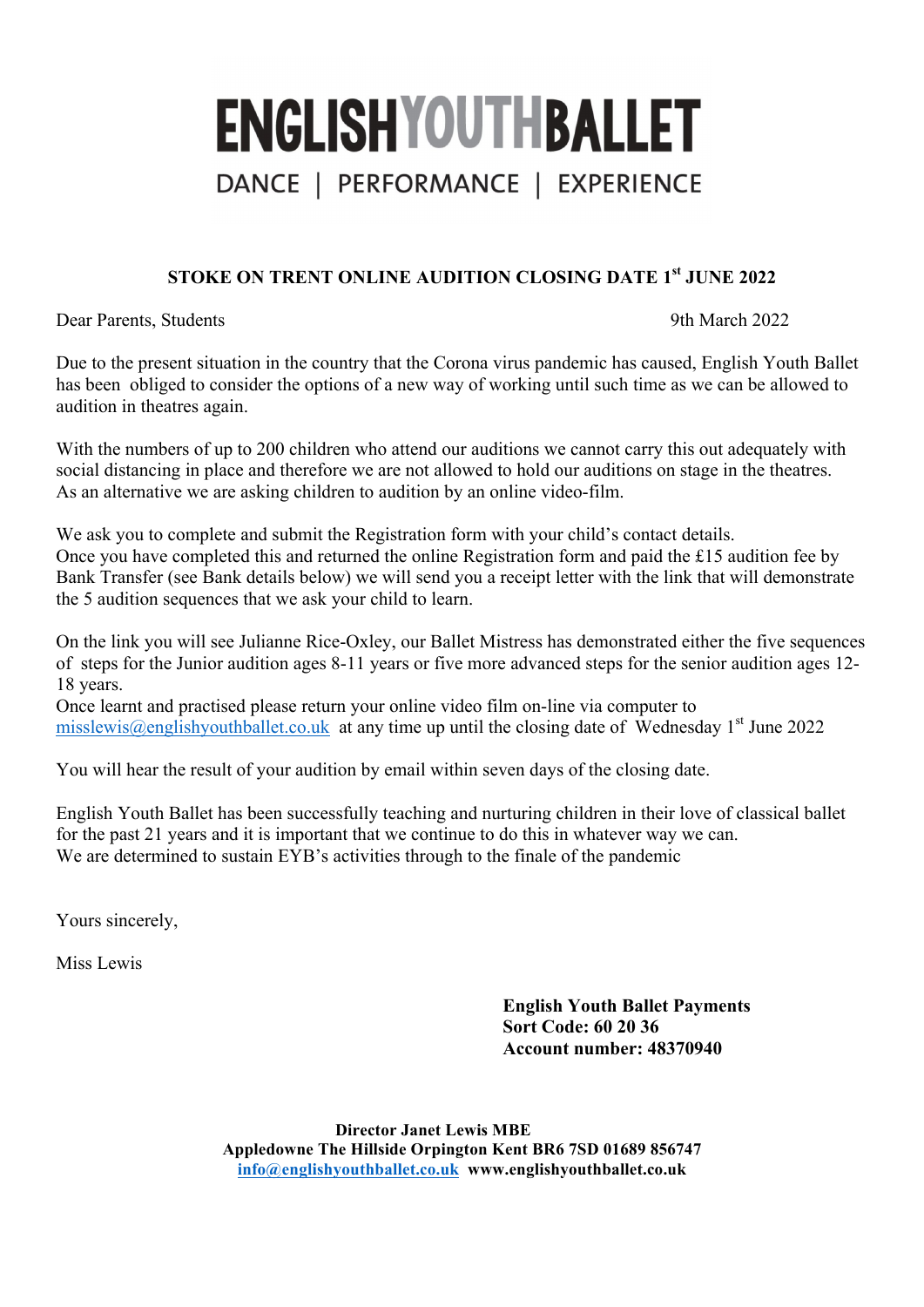# ENGLISH YOUTH BALLET

DANCE | PERFORMANCE | EXPERIENCE

**STOKE ON TRENT ONLINE AUDITION CLOSING DATE 1st JUNE 2022**

Dear Parents, Students

9th March 2022

Due to the present situation in the country that the Corona virus pandemic has caused, English Youth Ballet has been obliged to consider the options of a new way of working until such time as we can be allowed to audition in theatres again.

With the numbers of up to 200 children who attend our auditions we cannot carry this out adequately with social distancing in place and therefore we are not allowed to hold our auditions on stage in the theatres. As an alternative we are asking children to audition by an online video-film.

We ask you to complete and submit the Registration form with your child's contact details.
Once you have completed this and returned the online Registration form and paid the £15 audition fee by Bank Transfer (see Bank details below) we will send you a receipt letter with the link that will demonstrate the 5 audition sequences that we ask your child to learn.

On the link you will see Julianne Rice-Oxley, our Ballet Mistress has demonstrated either the five sequences of steps for the Junior audition ages 8-11 years or five more advanced steps for the senior audition ages 12-18 years.
Once learnt and practised please return your online video film on-line via computer to misslewis@englishyouthballet.co.uk at any time up until the closing date of Wednesday 1st June 2022

You will hear the result of your audition by email within seven days of the closing date.

English Youth Ballet has been successfully teaching and nurturing children in their love of classical ballet for the past 21 years and it is important that we continue to do this in whatever way we can.
We are determined to sustain EYB's activities through to the finale of the pandemic

Yours sincerely,

Miss Lewis

**English Youth Ballet Payments**
**Sort Code: 60 20 36**
**Account number: 48370940**

**Director Janet Lewis MBE**
**Appledowne The Hillside Orpington Kent BR6 7SD 01689 856747**
**info@englishyouthballet.co.uk www.englishyouthballet.co.uk**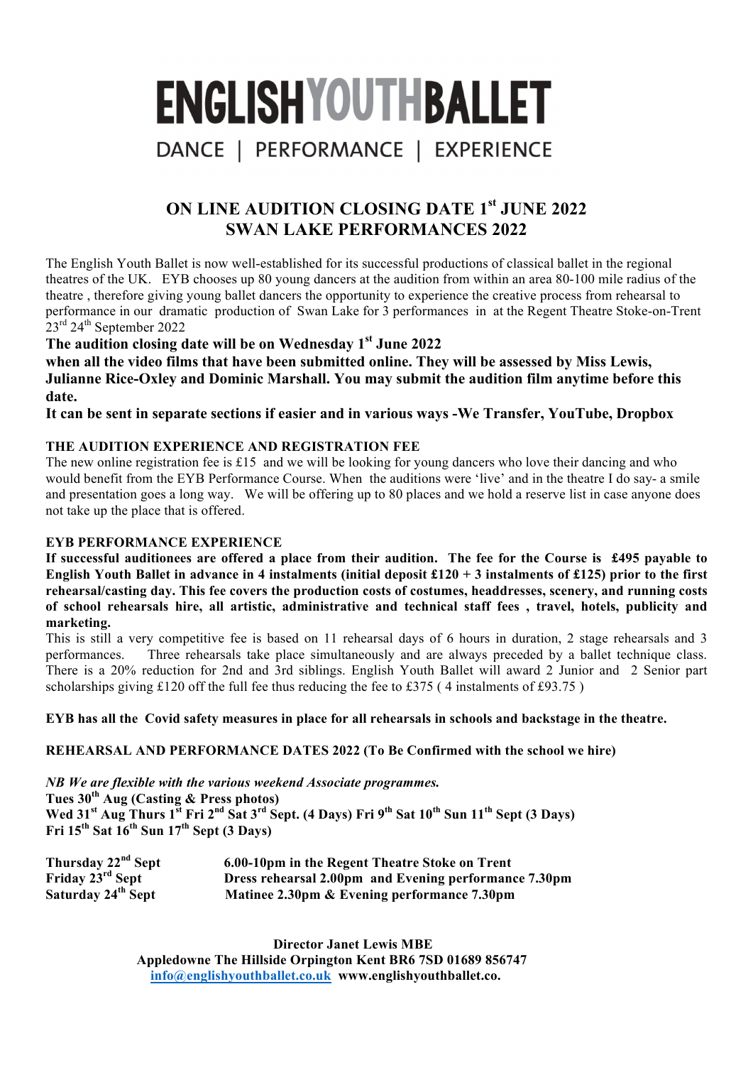# ENGLISH YOUTH BALLET

DANCE | PERFORMANCE | EXPERIENCE

## ON LINE AUDITION CLOSING DATE 1st JUNE 2022
## SWAN LAKE PERFORMANCES 2022

The English Youth Ballet is now well-established for its successful productions of classical ballet in the regional theatres of the UK. EYB chooses up 80 young dancers at the audition from within an area 80-100 mile radius of the theatre , therefore giving young ballet dancers the opportunity to experience the creative process from rehearsal to performance in our dramatic production of Swan Lake for 3 performances in at the Regent Theatre Stoke-on-Trent 23rd 24th September 2022

**The audition closing date will be on Wednesday 1st June 2022**

**when all the video films that have been submitted online. They will be assessed by Miss Lewis, Julianne Rice-Oxley and Dominic Marshall. You may submit the audition film anytime before this date.**

**It can be sent in separate sections if easier and in various ways -We Transfer, YouTube, Dropbox**

### THE AUDITION EXPERIENCE AND REGISTRATION FEE

The new online registration fee is £15 and we will be looking for young dancers who love their dancing and who would benefit from the EYB Performance Course. When the auditions were 'live' and in the theatre I do say- a smile and presentation goes a long way. We will be offering up to 80 places and we hold a reserve list in case anyone does not take up the place that is offered.

### EYB PERFORMANCE EXPERIENCE

**If successful auditionees are offered a place from their audition. The fee for the Course is £495 payable to English Youth Ballet in advance in 4 instalments (initial deposit £120 + 3 instalments of £125) prior to the first rehearsal/casting day. This fee covers the production costs of costumes, headdresses, scenery, and running costs of school rehearsals hire, all artistic, administrative and technical staff fees , travel, hotels, publicity and marketing.**

This is still a very competitive fee is based on 11 rehearsal days of 6 hours in duration, 2 stage rehearsals and 3 performances. Three rehearsals take place simultaneously and are always preceded by a ballet technique class. There is a 20% reduction for 2nd and 3rd siblings. English Youth Ballet will award 2 Junior and 2 Senior part scholarships giving £120 off the full fee thus reducing the fee to £375 ( 4 instalments of £93.75 )

**EYB has all the Covid safety measures in place for all rehearsals in schools and backstage in the theatre.**

**REHEARSAL AND PERFORMANCE DATES 2022 (To Be Confirmed with the school we hire)**

***NB We are flexible with the various weekend Associate programmes.***

**Tues 30th Aug (Casting & Press photos)**
**Wed 31st Aug Thurs 1st Fri 2nd Sat 3rd Sept. (4 Days) Fri 9th Sat 10th Sun 11th Sept (3 Days)**
**Fri 15th Sat 16th Sun 17th Sept (3 Days)**

| | |
|---|---|
| **Thursday 22nd Sept** | **6.00-10pm in the Regent Theatre Stoke on Trent** |
| **Friday 23rd Sept** | **Dress rehearsal 2.00pm and Evening performance 7.30pm** |
| **Saturday 24th Sept** | **Matinee 2.30pm & Evening performance 7.30pm** |

**Director Janet Lewis MBE**
**Appledowne The Hillside Orpington Kent BR6 7SD 01689 856747**
**info@englishyouthballet.co.uk www.englishyouthballet.co.**